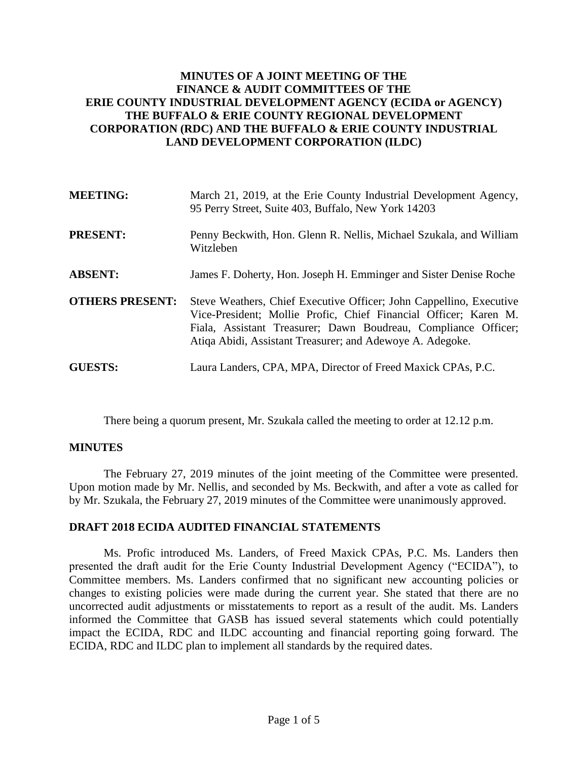**MINUTES OF A JOINT MEETING OF THE FINANCE & AUDIT COMMITTEES OF THE ERIE COUNTY INDUSTRIAL DEVELOPMENT AGENCY (ECIDA or AGENCY) THE BUFFALO & ERIE COUNTY REGIONAL DEVELOPMENT CORPORATION (RDC) AND THE BUFFALO & ERIE COUNTY INDUSTRIAL LAND DEVELOPMENT CORPORATION (ILDC)**

| | |
|---|---|
| **MEETING:** | March 21, 2019, at the Erie County Industrial Development Agency, 95 Perry Street, Suite 403, Buffalo, New York 14203 |
| **PRESENT:** | Penny Beckwith, Hon. Glenn R. Nellis, Michael Szukala, and William Witzleben |
| **ABSENT:** | James F. Doherty, Hon. Joseph H. Emminger and Sister Denise Roche |
| **OTHERS PRESENT:** | Steve Weathers, Chief Executive Officer; John Cappellino, Executive Vice-President; Mollie Profic, Chief Financial Officer; Karen M. Fiala, Assistant Treasurer; Dawn Boudreau, Compliance Officer; Atiqa Abidi, Assistant Treasurer; and Adewoye A. Adegoke. |
| **GUESTS:** | Laura Landers, CPA, MPA, Director of Freed Maxick CPAs, P.C. |

There being a quorum present, Mr. Szukala called the meeting to order at 12.12 p.m.

## MINUTES

The February 27, 2019 minutes of the joint meeting of the Committee were presented. Upon motion made by Mr. Nellis, and seconded by Ms. Beckwith, and after a vote as called for by Mr. Szukala, the February 27, 2019 minutes of the Committee were unanimously approved.

## DRAFT 2018 ECIDA AUDITED FINANCIAL STATEMENTS

Ms. Profic introduced Ms. Landers, of Freed Maxick CPAs, P.C. Ms. Landers then presented the draft audit for the Erie County Industrial Development Agency ("ECIDA"), to Committee members. Ms. Landers confirmed that no significant new accounting policies or changes to existing policies were made during the current year. She stated that there are no uncorrected audit adjustments or misstatements to report as a result of the audit. Ms. Landers informed the Committee that GASB has issued several statements which could potentially impact the ECIDA, RDC and ILDC accounting and financial reporting going forward. The ECIDA, RDC and ILDC plan to implement all standards by the required dates.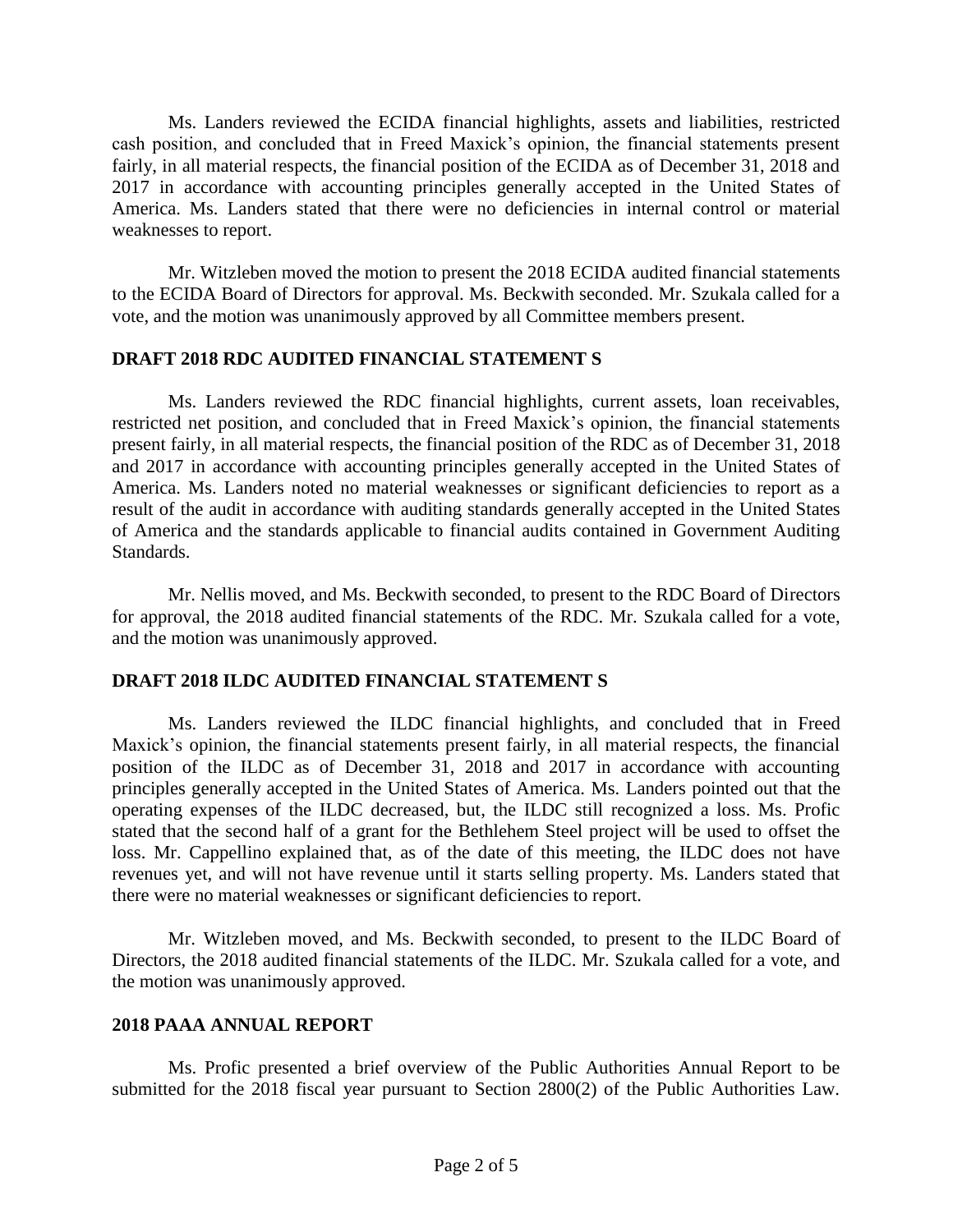Ms. Landers reviewed the ECIDA financial highlights, assets and liabilities, restricted cash position, and concluded that in Freed Maxick's opinion, the financial statements present fairly, in all material respects, the financial position of the ECIDA as of December 31, 2018 and 2017 in accordance with accounting principles generally accepted in the United States of America. Ms. Landers stated that there were no deficiencies in internal control or material weaknesses to report.

Mr. Witzleben moved the motion to present the 2018 ECIDA audited financial statements to the ECIDA Board of Directors for approval. Ms. Beckwith seconded. Mr. Szukala called for a vote, and the motion was unanimously approved by all Committee members present.

## DRAFT 2018 RDC AUDITED FINANCIAL STATEMENT S

Ms. Landers reviewed the RDC financial highlights, current assets, loan receivables, restricted net position, and concluded that in Freed Maxick's opinion, the financial statements present fairly, in all material respects, the financial position of the RDC as of December 31, 2018 and 2017 in accordance with accounting principles generally accepted in the United States of America. Ms. Landers noted no material weaknesses or significant deficiencies to report as a result of the audit in accordance with auditing standards generally accepted in the United States of America and the standards applicable to financial audits contained in Government Auditing Standards.

Mr. Nellis moved, and Ms. Beckwith seconded, to present to the RDC Board of Directors for approval, the 2018 audited financial statements of the RDC. Mr. Szukala called for a vote, and the motion was unanimously approved.

## DRAFT 2018 ILDC AUDITED FINANCIAL STATEMENT S

Ms. Landers reviewed the ILDC financial highlights, and concluded that in Freed Maxick's opinion, the financial statements present fairly, in all material respects, the financial position of the ILDC as of December 31, 2018 and 2017 in accordance with accounting principles generally accepted in the United States of America. Ms. Landers pointed out that the operating expenses of the ILDC decreased, but, the ILDC still recognized a loss. Ms. Profic stated that the second half of a grant for the Bethlehem Steel project will be used to offset the loss. Mr. Cappellino explained that, as of the date of this meeting, the ILDC does not have revenues yet, and will not have revenue until it starts selling property. Ms. Landers stated that there were no material weaknesses or significant deficiencies to report.

Mr. Witzleben moved, and Ms. Beckwith seconded, to present to the ILDC Board of Directors, the 2018 audited financial statements of the ILDC. Mr. Szukala called for a vote, and the motion was unanimously approved.

## 2018 PAAA ANNUAL REPORT

Ms. Profic presented a brief overview of the Public Authorities Annual Report to be submitted for the 2018 fiscal year pursuant to Section 2800(2) of the Public Authorities Law.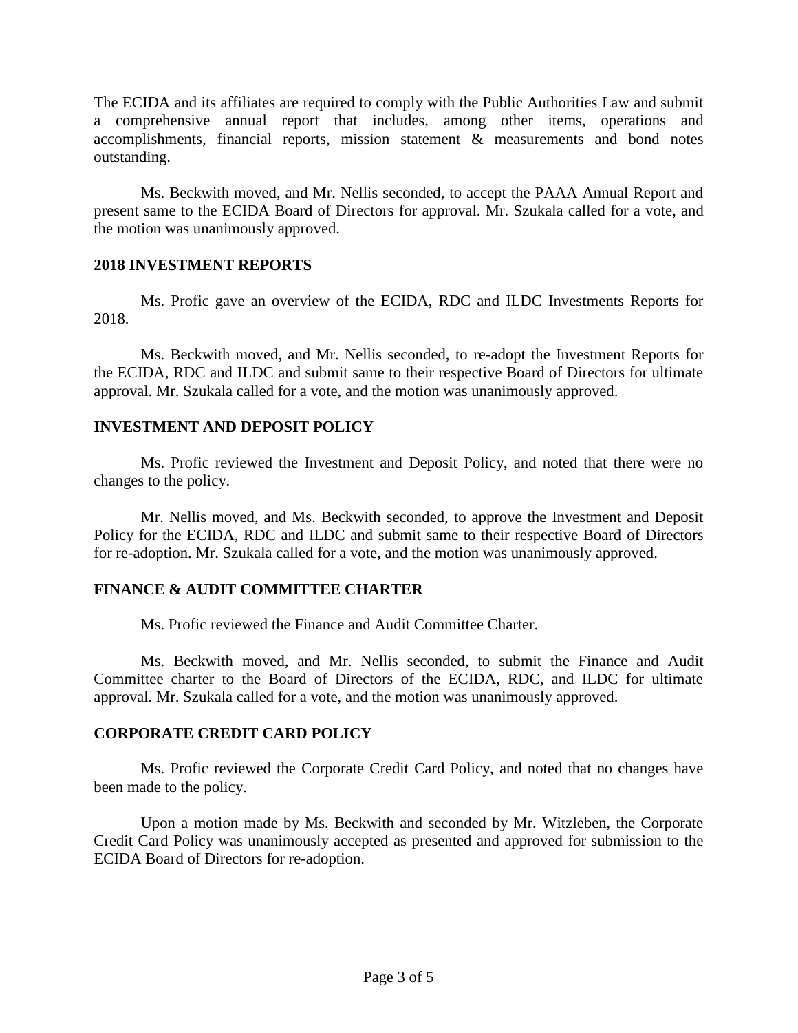The ECIDA and its affiliates are required to comply with the Public Authorities Law and submit a comprehensive annual report that includes, among other items, operations and accomplishments, financial reports, mission statement & measurements and bond notes outstanding.

Ms. Beckwith moved, and Mr. Nellis seconded, to accept the PAAA Annual Report and present same to the ECIDA Board of Directors for approval. Mr. Szukala called for a vote, and the motion was unanimously approved.

**2018 INVESTMENT REPORTS**

Ms. Profic gave an overview of the ECIDA, RDC and ILDC Investments Reports for 2018.

Ms. Beckwith moved, and Mr. Nellis seconded, to re-adopt the Investment Reports for the ECIDA, RDC and ILDC and submit same to their respective Board of Directors for ultimate approval. Mr. Szukala called for a vote, and the motion was unanimously approved.

**INVESTMENT AND DEPOSIT POLICY**

Ms. Profic reviewed the Investment and Deposit Policy, and noted that there were no changes to the policy.

Mr. Nellis moved, and Ms. Beckwith seconded, to approve the Investment and Deposit Policy for the ECIDA, RDC and ILDC and submit same to their respective Board of Directors for re-adoption. Mr. Szukala called for a vote, and the motion was unanimously approved.

**FINANCE & AUDIT COMMITTEE CHARTER**

Ms. Profic reviewed the Finance and Audit Committee Charter.

Ms. Beckwith moved, and Mr. Nellis seconded, to submit the Finance and Audit Committee charter to the Board of Directors of the ECIDA, RDC, and ILDC for ultimate approval. Mr. Szukala called for a vote, and the motion was unanimously approved.

**CORPORATE CREDIT CARD POLICY**

Ms. Profic reviewed the Corporate Credit Card Policy, and noted that no changes have been made to the policy.

Upon a motion made by Ms. Beckwith and seconded by Mr. Witzleben, the Corporate Credit Card Policy was unanimously accepted as presented and approved for submission to the ECIDA Board of Directors for re-adoption.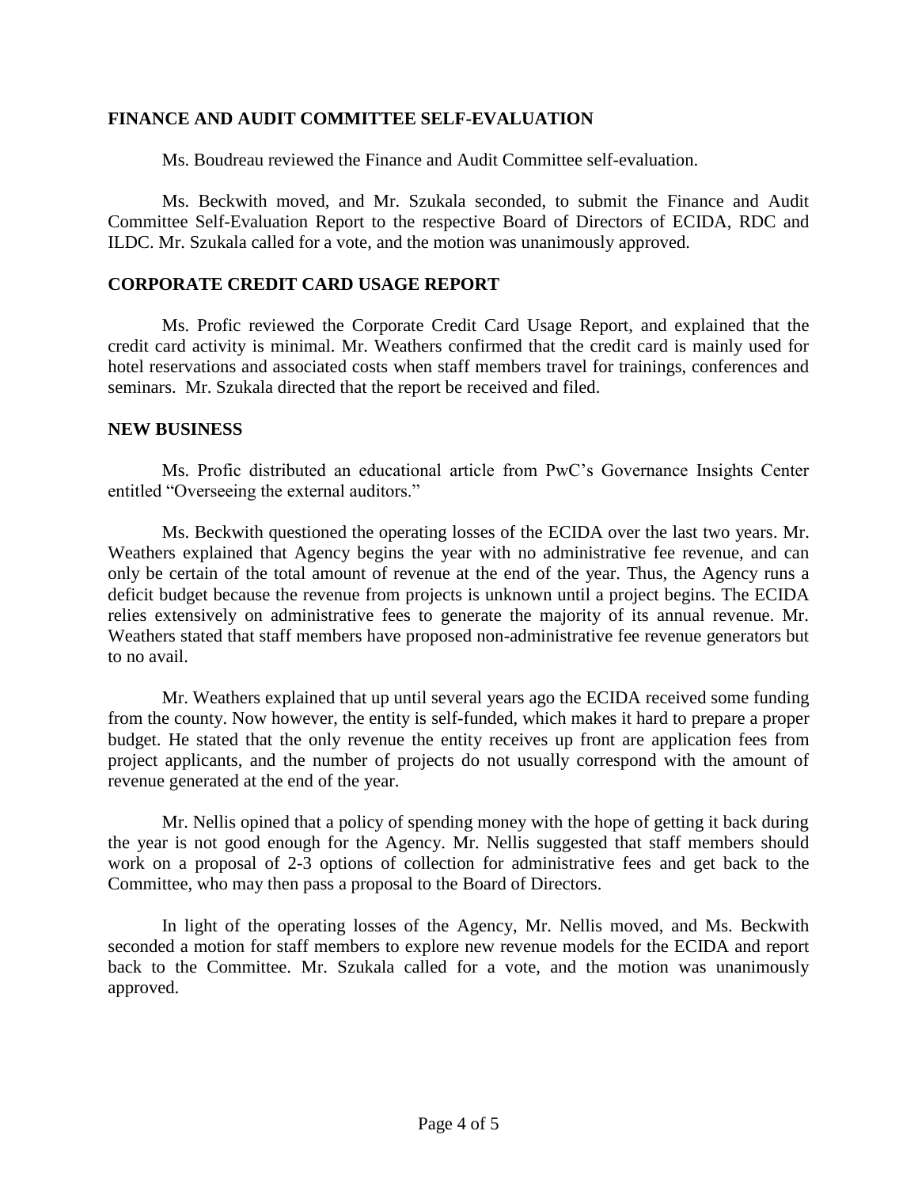## FINANCE AND AUDIT COMMITTEE SELF-EVALUATION

Ms. Boudreau reviewed the Finance and Audit Committee self-evaluation.

Ms. Beckwith moved, and Mr. Szukala seconded, to submit the Finance and Audit Committee Self-Evaluation Report to the respective Board of Directors of ECIDA, RDC and ILDC. Mr. Szukala called for a vote, and the motion was unanimously approved.

## CORPORATE CREDIT CARD USAGE REPORT

Ms. Profic reviewed the Corporate Credit Card Usage Report, and explained that the credit card activity is minimal. Mr. Weathers confirmed that the credit card is mainly used for hotel reservations and associated costs when staff members travel for trainings, conferences and seminars. Mr. Szukala directed that the report be received and filed.

## NEW BUSINESS

Ms. Profic distributed an educational article from PwC's Governance Insights Center entitled "Overseeing the external auditors."

Ms. Beckwith questioned the operating losses of the ECIDA over the last two years. Mr. Weathers explained that Agency begins the year with no administrative fee revenue, and can only be certain of the total amount of revenue at the end of the year. Thus, the Agency runs a deficit budget because the revenue from projects is unknown until a project begins. The ECIDA relies extensively on administrative fees to generate the majority of its annual revenue. Mr. Weathers stated that staff members have proposed non-administrative fee revenue generators but to no avail.

Mr. Weathers explained that up until several years ago the ECIDA received some funding from the county. Now however, the entity is self-funded, which makes it hard to prepare a proper budget. He stated that the only revenue the entity receives up front are application fees from project applicants, and the number of projects do not usually correspond with the amount of revenue generated at the end of the year.

Mr. Nellis opined that a policy of spending money with the hope of getting it back during the year is not good enough for the Agency. Mr. Nellis suggested that staff members should work on a proposal of 2-3 options of collection for administrative fees and get back to the Committee, who may then pass a proposal to the Board of Directors.

In light of the operating losses of the Agency, Mr. Nellis moved, and Ms. Beckwith seconded a motion for staff members to explore new revenue models for the ECIDA and report back to the Committee. Mr. Szukala called for a vote, and the motion was unanimously approved.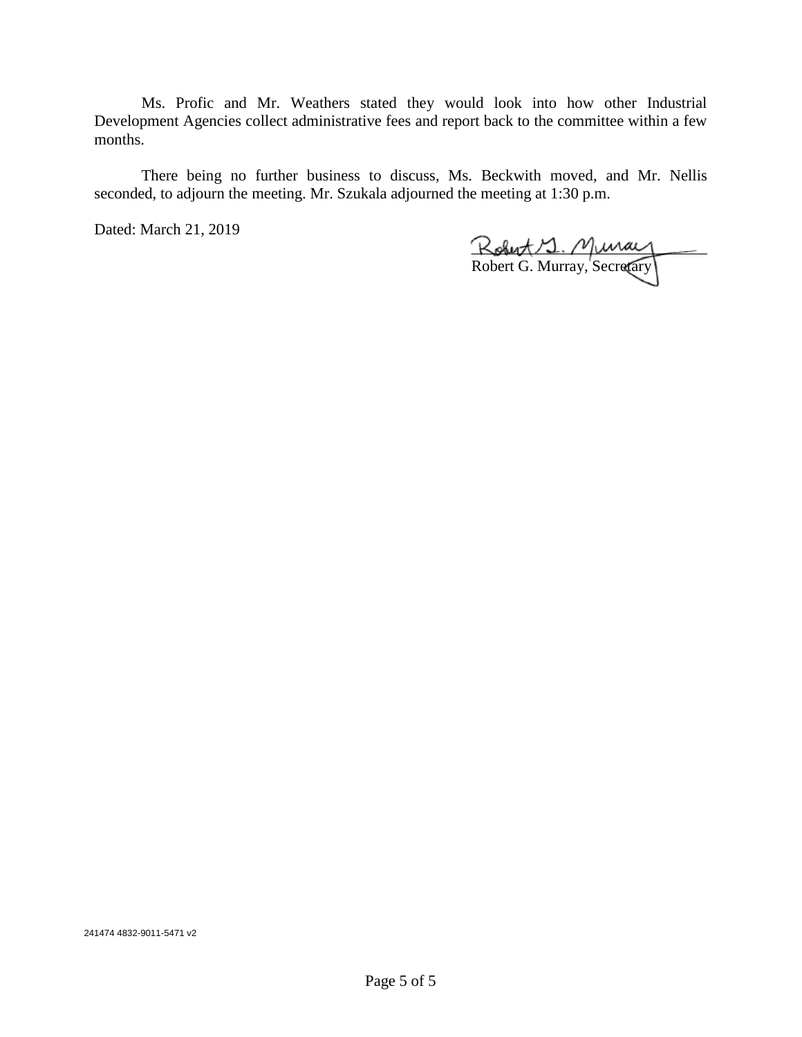Ms. Profic and Mr. Weathers stated they would look into how other Industrial Development Agencies collect administrative fees and report back to the committee within a few months.

There being no further business to discuss, Ms. Beckwith moved, and Mr. Nellis seconded, to adjourn the meeting. Mr. Szukala adjourned the meeting at 1:30 p.m.

Dated: March 21, 2019

Robert G. Murray, Secretary

241474 4832-9011-5471 v2